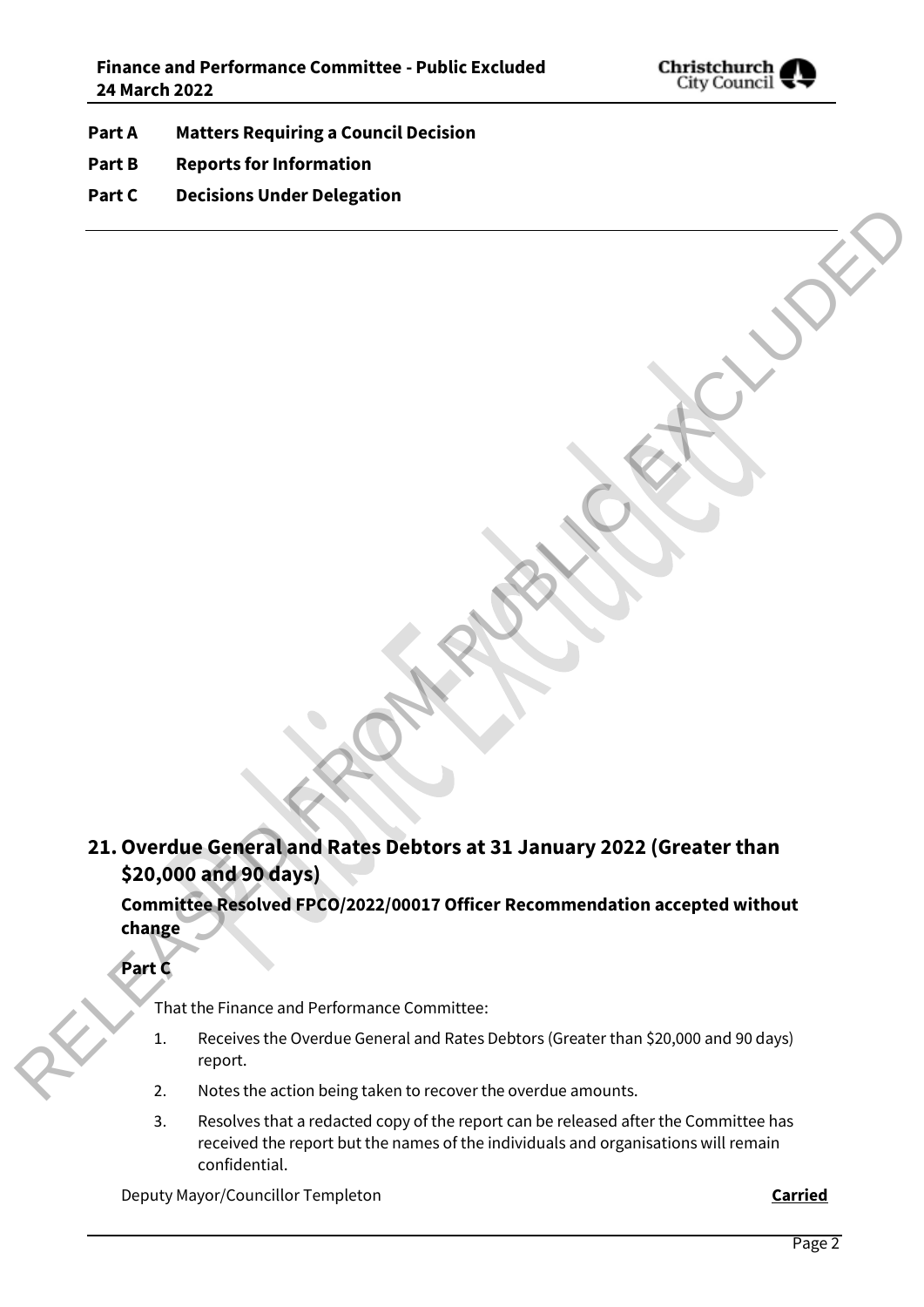**Part A Matters Requiring a Council Decision**

**Part B Reports for Information**

**Part C Decisions Under Delegation**

## 21. Overdue General and Rates Debtors at 31 January 2022 (Greater than $20,000 and 90 days)

**Committee Resolved FPCO/2022/00017 Officer Recommendation accepted without change**

**Part C**

That the Finance and Performance Committee:

1. Receives the Overdue General and Rates Debtors (Greater than $20,000 and 90 days) report.
2. Notes the action being taken to recover the overdue amounts.
3. Resolves that a redacted copy of the report can be released after the Committee has received the report but the names of the individuals and organisations will remain confidential.

Deputy Mayor/Councillor Templeton **Carried**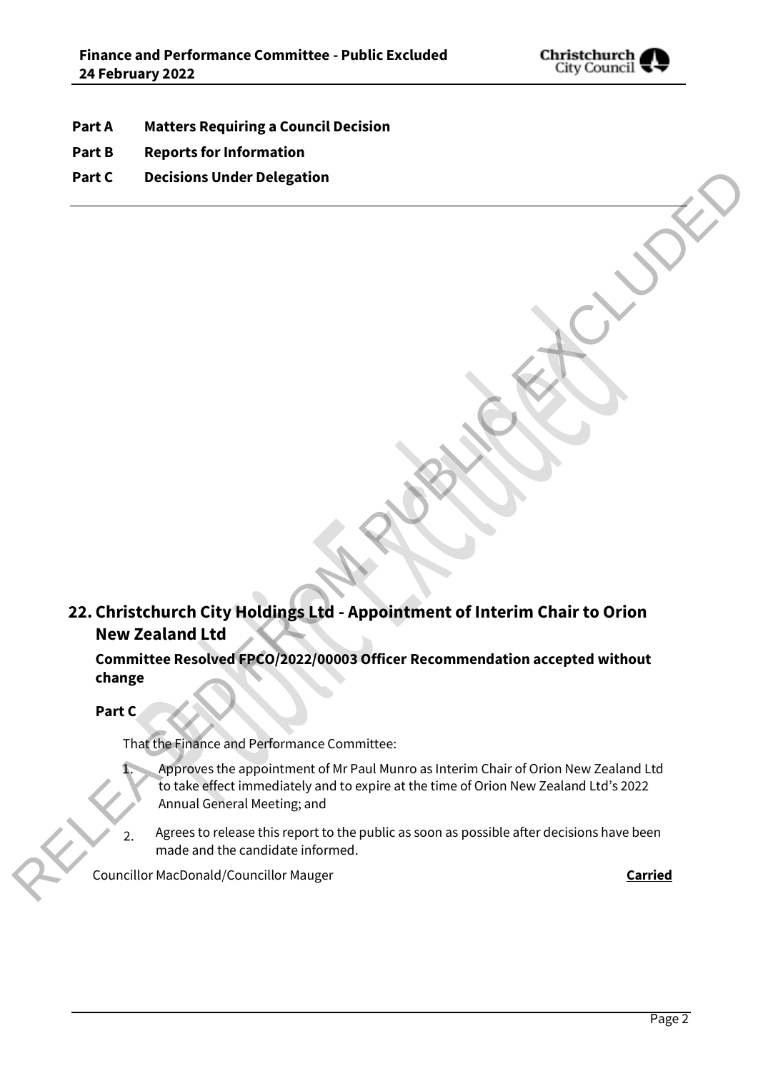**Part A Matters Requiring a Council Decision**

**Part B Reports for Information**

**Part C Decisions Under Delegation**

## 22. Christchurch City Holdings Ltd - Appointment of Interim Chair to Orion New Zealand Ltd

**Committee Resolved FPCO/2022/00003 Officer Recommendation accepted without change**

**Part C**

That the Finance and Performance Committee:

1. Approves the appointment of Mr Paul Munro as Interim Chair of Orion New Zealand Ltd to take effect immediately and to expire at the time of Orion New Zealand Ltd's 2022 Annual General Meeting; and
2. Agrees to release this report to the public as soon as possible after decisions have been made and the candidate informed.

Councillor MacDonald/Councillor Mauger **Carried**

RELEASED FROM PUBLIC EXCLUDED